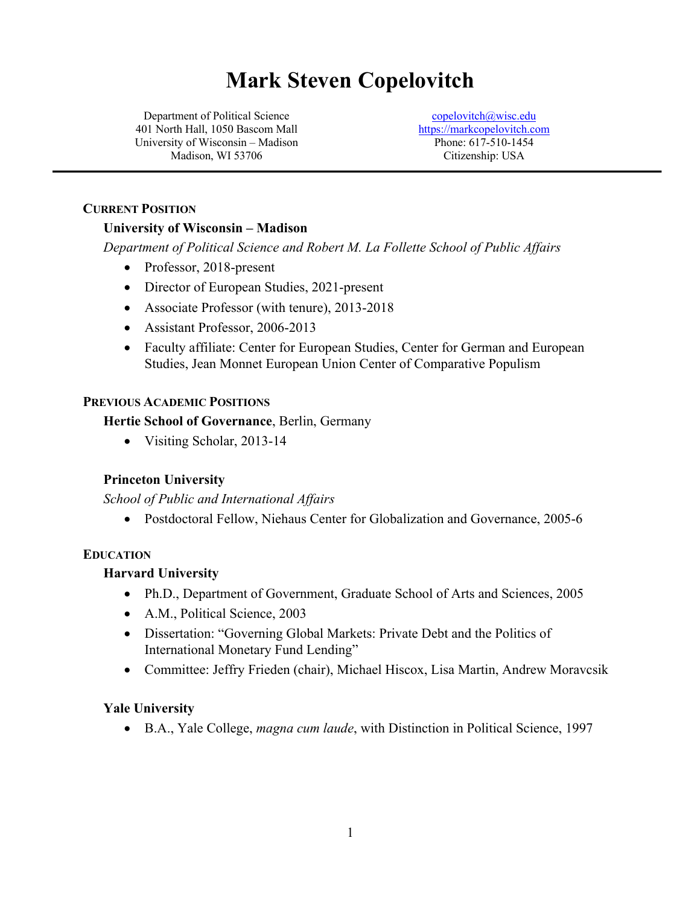# Mark Steven Copelovitch

Department of Political Science
401 North Hall, 1050 Bascom Mall
University of Wisconsin – Madison
Madison, WI 53706

copelovitch@wisc.edu
https://markcopelovitch.com
Phone: 617-510-1454
Citizenship: USA

## Current Position

**University of Wisconsin – Madison**

*Department of Political Science and Robert M. La Follette School of Public Affairs*

- Professor, 2018-present
- Director of European Studies, 2021-present
- Associate Professor (with tenure), 2013-2018
- Assistant Professor, 2006-2013
- Faculty affiliate: Center for European Studies, Center for German and European Studies, Jean Monnet European Union Center of Comparative Populism

## Previous Academic Positions

**Hertie School of Governance**, Berlin, Germany

- Visiting Scholar, 2013-14

**Princeton University**

*School of Public and International Affairs*

- Postdoctoral Fellow, Niehaus Center for Globalization and Governance, 2005-6

## Education

**Harvard University**

- Ph.D., Department of Government, Graduate School of Arts and Sciences, 2005
- A.M., Political Science, 2003
- Dissertation: "Governing Global Markets: Private Debt and the Politics of International Monetary Fund Lending"
- Committee: Jeffry Frieden (chair), Michael Hiscox, Lisa Martin, Andrew Moravcsik

**Yale University**

- B.A., Yale College, *magna cum laude*, with Distinction in Political Science, 1997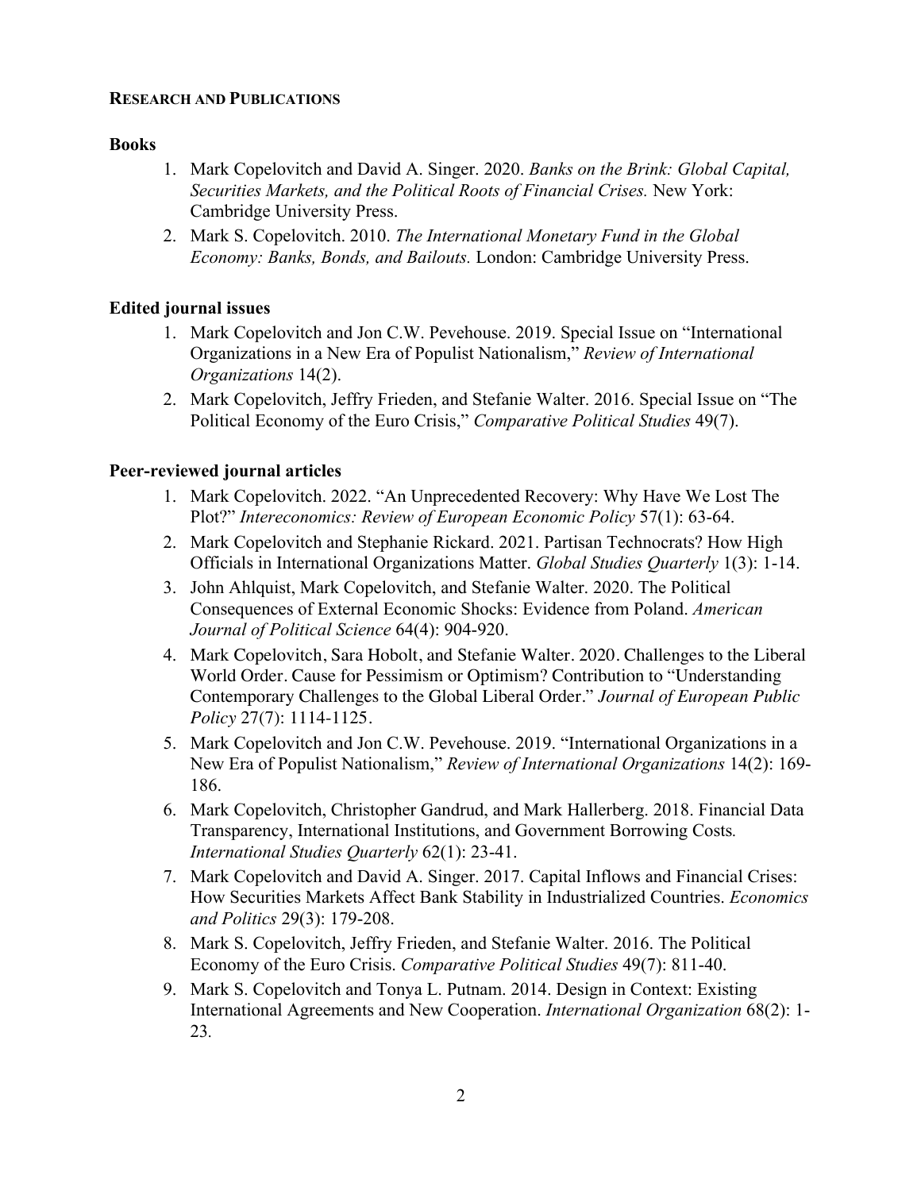## **Research and Publications**

### **Books**

1. Mark Copelovitch and David A. Singer. 2020. *Banks on the Brink: Global Capital, Securities Markets, and the Political Roots of Financial Crises.* New York: Cambridge University Press.
2. Mark S. Copelovitch. 2010. *The International Monetary Fund in the Global Economy: Banks, Bonds, and Bailouts.* London: Cambridge University Press.

### **Edited journal issues**

1. Mark Copelovitch and Jon C.W. Pevehouse. 2019. Special Issue on "International Organizations in a New Era of Populist Nationalism," *Review of International Organizations* 14(2).
2. Mark Copelovitch, Jeffry Frieden, and Stefanie Walter. 2016. Special Issue on "The Political Economy of the Euro Crisis," *Comparative Political Studies* 49(7).

### **Peer-reviewed journal articles**

1. Mark Copelovitch. 2022. "An Unprecedented Recovery: Why Have We Lost The Plot?" *Intereconomics: Review of European Economic Policy* 57(1): 63-64.
2. Mark Copelovitch and Stephanie Rickard. 2021. Partisan Technocrats? How High Officials in International Organizations Matter. *Global Studies Quarterly* 1(3): 1-14.
3. John Ahlquist, Mark Copelovitch, and Stefanie Walter. 2020. The Political Consequences of External Economic Shocks: Evidence from Poland. *American Journal of Political Science* 64(4): 904-920.
4. Mark Copelovitch, Sara Hobolt, and Stefanie Walter. 2020. Challenges to the Liberal World Order. Cause for Pessimism or Optimism? Contribution to "Understanding Contemporary Challenges to the Global Liberal Order." *Journal of European Public Policy* 27(7): 1114-1125.
5. Mark Copelovitch and Jon C.W. Pevehouse. 2019. "International Organizations in a New Era of Populist Nationalism," *Review of International Organizations* 14(2): 169-186.
6. Mark Copelovitch, Christopher Gandrud, and Mark Hallerberg. 2018. Financial Data Transparency, International Institutions, and Government Borrowing Costs. *International Studies Quarterly* 62(1): 23-41.
7. Mark Copelovitch and David A. Singer. 2017. Capital Inflows and Financial Crises: How Securities Markets Affect Bank Stability in Industrialized Countries. *Economics and Politics* 29(3): 179-208.
8. Mark S. Copelovitch, Jeffry Frieden, and Stefanie Walter. 2016. The Political Economy of the Euro Crisis. *Comparative Political Studies* 49(7): 811-40.
9. Mark S. Copelovitch and Tonya L. Putnam. 2014. Design in Context: Existing International Agreements and New Cooperation. *International Organization* 68(2): 1-23.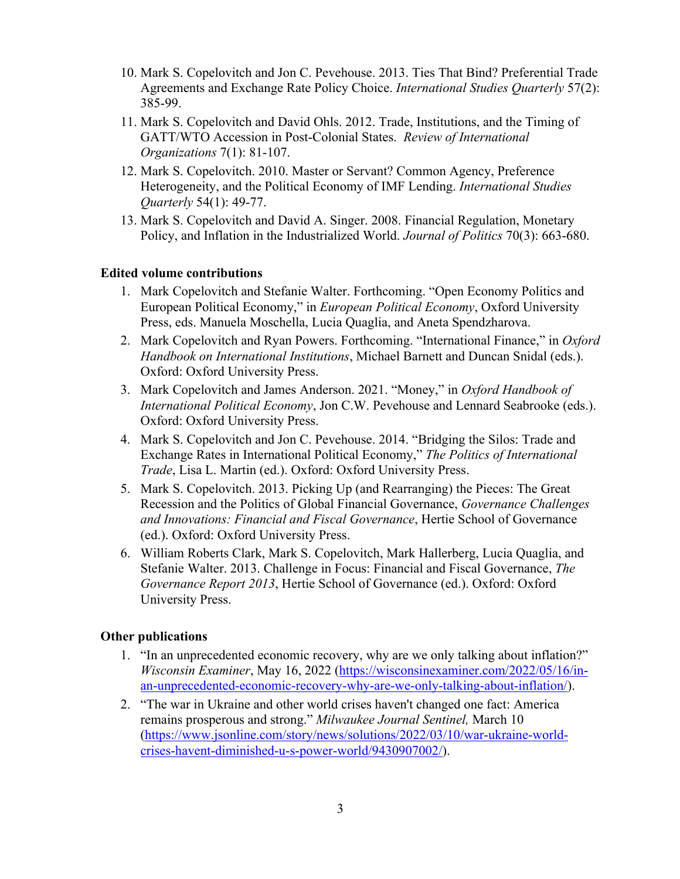10. Mark S. Copelovitch and Jon C. Pevehouse. 2013. Ties That Bind? Preferential Trade Agreements and Exchange Rate Policy Choice. *International Studies Quarterly* 57(2): 385-99.
11. Mark S. Copelovitch and David Ohls. 2012. Trade, Institutions, and the Timing of GATT/WTO Accession in Post-Colonial States. *Review of International Organizations* 7(1): 81-107.
12. Mark S. Copelovitch. 2010. Master or Servant? Common Agency, Preference Heterogeneity, and the Political Economy of IMF Lending. *International Studies Quarterly* 54(1): 49-77.
13. Mark S. Copelovitch and David A. Singer. 2008. Financial Regulation, Monetary Policy, and Inflation in the Industrialized World. *Journal of Politics* 70(3): 663-680.

**Edited volume contributions**

1. Mark Copelovitch and Stefanie Walter. Forthcoming. "Open Economy Politics and European Political Economy," in *European Political Economy*, Oxford University Press, eds. Manuela Moschella, Lucia Quaglia, and Aneta Spendzharova.
2. Mark Copelovitch and Ryan Powers. Forthcoming. "International Finance," in *Oxford Handbook on International Institutions*, Michael Barnett and Duncan Snidal (eds.). Oxford: Oxford University Press.
3. Mark Copelovitch and James Anderson. 2021. "Money," in *Oxford Handbook of International Political Economy*, Jon C.W. Pevehouse and Lennard Seabrooke (eds.). Oxford: Oxford University Press.
4. Mark S. Copelovitch and Jon C. Pevehouse. 2014. "Bridging the Silos: Trade and Exchange Rates in International Political Economy," *The Politics of International Trade*, Lisa L. Martin (ed.). Oxford: Oxford University Press.
5. Mark S. Copelovitch. 2013. Picking Up (and Rearranging) the Pieces: The Great Recession and the Politics of Global Financial Governance, *Governance Challenges and Innovations: Financial and Fiscal Governance*, Hertie School of Governance (ed.). Oxford: Oxford University Press.
6. William Roberts Clark, Mark S. Copelovitch, Mark Hallerberg, Lucia Quaglia, and Stefanie Walter. 2013. Challenge in Focus: Financial and Fiscal Governance, *The Governance Report 2013*, Hertie School of Governance (ed.). Oxford: Oxford University Press.

**Other publications**

1. "In an unprecedented economic recovery, why are we only talking about inflation?" *Wisconsin Examiner*, May 16, 2022 (https://wisconsinexaminer.com/2022/05/16/in-an-unprecedented-economic-recovery-why-are-we-only-talking-about-inflation/).
2. "The war in Ukraine and other world crises haven't changed one fact: America remains prosperous and strong." *Milwaukee Journal Sentinel,* March 10 (https://www.jsonline.com/story/news/solutions/2022/03/10/war-ukraine-world-crises-havent-diminished-u-s-power-world/9430907002/).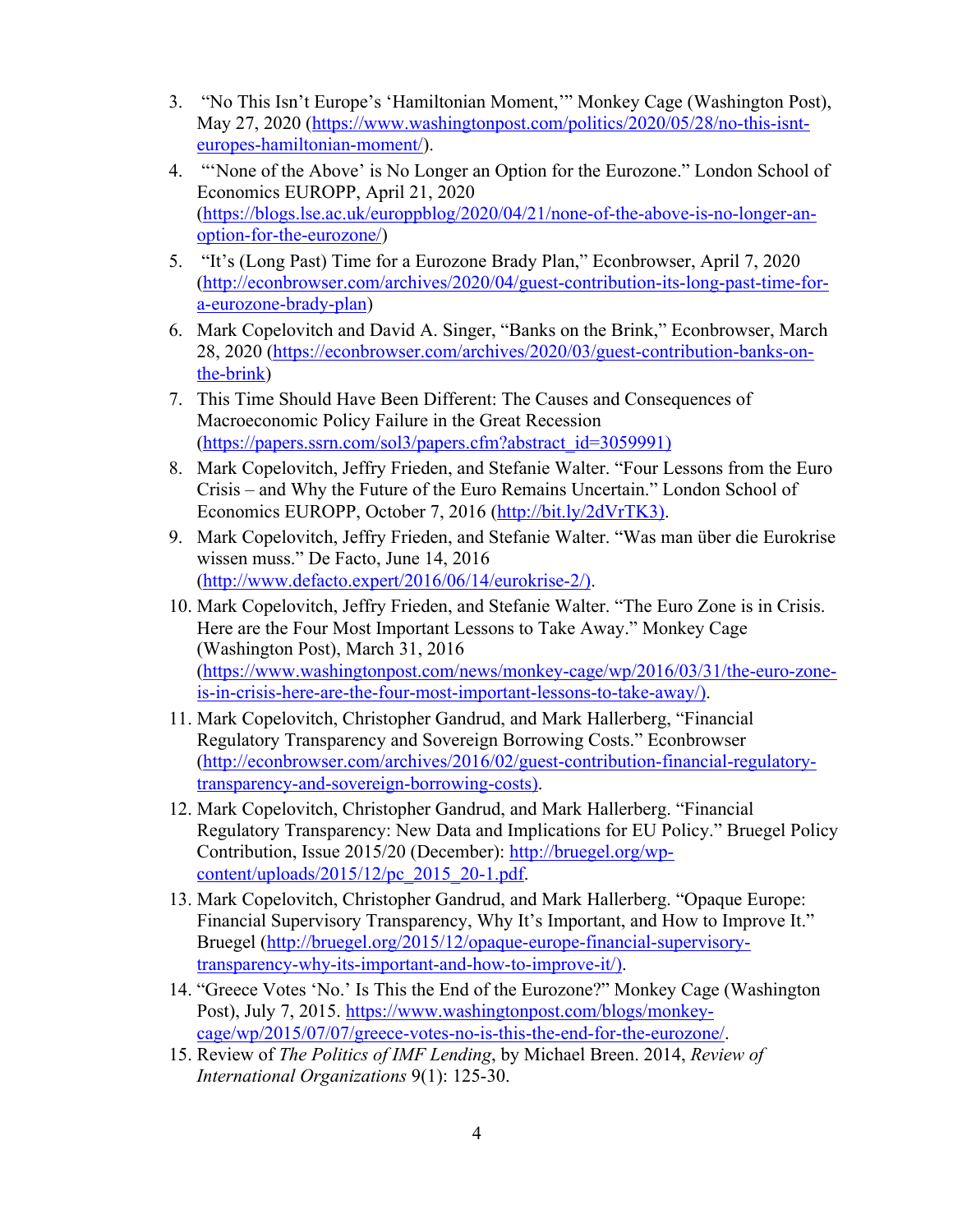3. "No This Isn't Europe's 'Hamiltonian Moment,'" Monkey Cage (Washington Post), May 27, 2020 (https://www.washingtonpost.com/politics/2020/05/28/no-this-isnt-europes-hamiltonian-moment/).
4. "'None of the Above' is No Longer an Option for the Eurozone." London School of Economics EUROPP, April 21, 2020 (https://blogs.lse.ac.uk/europpblog/2020/04/21/none-of-the-above-is-no-longer-an-option-for-the-eurozone/)
5. "It's (Long Past) Time for a Eurozone Brady Plan," Econbrowser, April 7, 2020 (http://econbrowser.com/archives/2020/04/guest-contribution-its-long-past-time-for-a-eurozone-brady-plan)
6. Mark Copelovitch and David A. Singer, "Banks on the Brink," Econbrowser, March 28, 2020 (https://econbrowser.com/archives/2020/03/guest-contribution-banks-on-the-brink)
7. This Time Should Have Been Different: The Causes and Consequences of Macroeconomic Policy Failure in the Great Recession (https://papers.ssrn.com/sol3/papers.cfm?abstract_id=3059991)
8. Mark Copelovitch, Jeffry Frieden, and Stefanie Walter. "Four Lessons from the Euro Crisis – and Why the Future of the Euro Remains Uncertain." London School of Economics EUROPP, October 7, 2016 (http://bit.ly/2dVrTK3).
9. Mark Copelovitch, Jeffry Frieden, and Stefanie Walter. "Was man über die Eurokrise wissen muss." De Facto, June 14, 2016 (http://www.defacto.expert/2016/06/14/eurokrise-2/).
10. Mark Copelovitch, Jeffry Frieden, and Stefanie Walter. "The Euro Zone is in Crisis. Here are the Four Most Important Lessons to Take Away." Monkey Cage (Washington Post), March 31, 2016 (https://www.washingtonpost.com/news/monkey-cage/wp/2016/03/31/the-euro-zone-is-in-crisis-here-are-the-four-most-important-lessons-to-take-away/).
11. Mark Copelovitch, Christopher Gandrud, and Mark Hallerberg, "Financial Regulatory Transparency and Sovereign Borrowing Costs." Econbrowser (http://econbrowser.com/archives/2016/02/guest-contribution-financial-regulatory-transparency-and-sovereign-borrowing-costs).
12. Mark Copelovitch, Christopher Gandrud, and Mark Hallerberg. "Financial Regulatory Transparency: New Data and Implications for EU Policy." Bruegel Policy Contribution, Issue 2015/20 (December): http://bruegel.org/wp-content/uploads/2015/12/pc_2015_20-1.pdf.
13. Mark Copelovitch, Christopher Gandrud, and Mark Hallerberg. "Opaque Europe: Financial Supervisory Transparency, Why It's Important, and How to Improve It." Bruegel (http://bruegel.org/2015/12/opaque-europe-financial-supervisory-transparency-why-its-important-and-how-to-improve-it/).
14. "Greece Votes 'No.' Is This the End of the Eurozone?" Monkey Cage (Washington Post), July 7, 2015. https://www.washingtonpost.com/blogs/monkey-cage/wp/2015/07/07/greece-votes-no-is-this-the-end-for-the-eurozone/.
15. Review of *The Politics of IMF Lending*, by Michael Breen. 2014, *Review of International Organizations* 9(1): 125-30.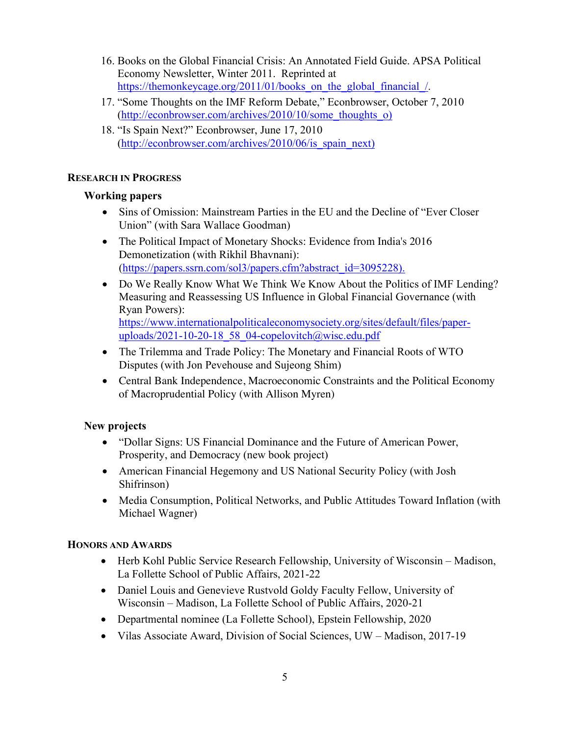16. Books on the Global Financial Crisis: An Annotated Field Guide. APSA Political Economy Newsletter, Winter 2011. Reprinted at https://themonkeycage.org/2011/01/books_on_the_global_financial_/.
17. "Some Thoughts on the IMF Reform Debate," Econbrowser, October 7, 2010 (http://econbrowser.com/archives/2010/10/some_thoughts_o)
18. "Is Spain Next?" Econbrowser, June 17, 2010 (http://econbrowser.com/archives/2010/06/is_spain_next)

## RESEARCH IN PROGRESS

### Working papers

- Sins of Omission: Mainstream Parties in the EU and the Decline of "Ever Closer Union" (with Sara Wallace Goodman)
- The Political Impact of Monetary Shocks: Evidence from India's 2016 Demonetization (with Rikhil Bhavnani): (https://papers.ssrn.com/sol3/papers.cfm?abstract_id=3095228).
- Do We Really Know What We Think We Know About the Politics of IMF Lending? Measuring and Reassessing US Influence in Global Financial Governance (with Ryan Powers): https://www.internationalpoliticaleconomysociety.org/sites/default/files/paper-uploads/2021-10-20-18_58_04-copelovitch@wisc.edu.pdf
- The Trilemma and Trade Policy: The Monetary and Financial Roots of WTO Disputes (with Jon Pevehouse and Sujeong Shim)
- Central Bank Independence, Macroeconomic Constraints and the Political Economy of Macroprudential Policy (with Allison Myren)

### New projects

- "Dollar Signs: US Financial Dominance and the Future of American Power, Prosperity, and Democracy (new book project)
- American Financial Hegemony and US National Security Policy (with Josh Shifrinson)
- Media Consumption, Political Networks, and Public Attitudes Toward Inflation (with Michael Wagner)

## HONORS AND AWARDS

- Herb Kohl Public Service Research Fellowship, University of Wisconsin – Madison, La Follette School of Public Affairs, 2021-22
- Daniel Louis and Genevieve Rustvold Goldy Faculty Fellow, University of Wisconsin – Madison, La Follette School of Public Affairs, 2020-21
- Departmental nominee (La Follette School), Epstein Fellowship, 2020
- Vilas Associate Award, Division of Social Sciences, UW – Madison, 2017-19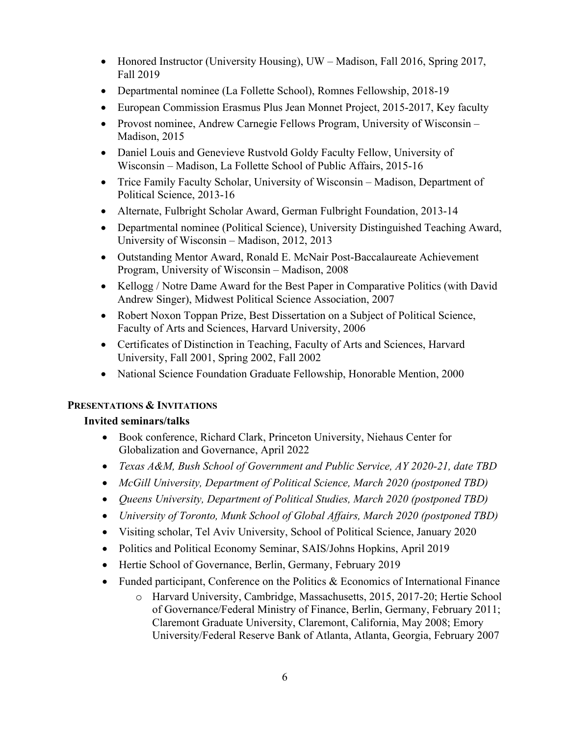- Honored Instructor (University Housing), UW – Madison, Fall 2016, Spring 2017, Fall 2019
- Departmental nominee (La Follette School), Romnes Fellowship, 2018-19
- European Commission Erasmus Plus Jean Monnet Project, 2015-2017, Key faculty
- Provost nominee, Andrew Carnegie Fellows Program, University of Wisconsin – Madison, 2015
- Daniel Louis and Genevieve Rustvold Goldy Faculty Fellow, University of Wisconsin – Madison, La Follette School of Public Affairs, 2015-16
- Trice Family Faculty Scholar, University of Wisconsin – Madison, Department of Political Science, 2013-16
- Alternate, Fulbright Scholar Award, German Fulbright Foundation, 2013-14
- Departmental nominee (Political Science), University Distinguished Teaching Award, University of Wisconsin – Madison, 2012, 2013
- Outstanding Mentor Award, Ronald E. McNair Post-Baccalaureate Achievement Program, University of Wisconsin – Madison, 2008
- Kellogg / Notre Dame Award for the Best Paper in Comparative Politics (with David Andrew Singer), Midwest Political Science Association, 2007
- Robert Noxon Toppan Prize, Best Dissertation on a Subject of Political Science, Faculty of Arts and Sciences, Harvard University, 2006
- Certificates of Distinction in Teaching, Faculty of Arts and Sciences, Harvard University, Fall 2001, Spring 2002, Fall 2002
- National Science Foundation Graduate Fellowship, Honorable Mention, 2000

## PRESENTATIONS & INVITATIONS

### Invited seminars/talks

- Book conference, Richard Clark, Princeton University, Niehaus Center for Globalization and Governance, April 2022
- *Texas A&M, Bush School of Government and Public Service, AY 2020-21, date TBD*
- *McGill University, Department of Political Science, March 2020 (postponed TBD)*
- *Queens University, Department of Political Studies, March 2020 (postponed TBD)*
- *University of Toronto, Munk School of Global Affairs, March 2020 (postponed TBD)*
- Visiting scholar, Tel Aviv University, School of Political Science, January 2020
- Politics and Political Economy Seminar, SAIS/Johns Hopkins, April 2019
- Hertie School of Governance, Berlin, Germany, February 2019
- Funded participant, Conference on the Politics & Economics of International Finance
    - Harvard University, Cambridge, Massachusetts, 2015, 2017-20; Hertie School of Governance/Federal Ministry of Finance, Berlin, Germany, February 2011; Claremont Graduate University, Claremont, California, May 2008; Emory University/Federal Reserve Bank of Atlanta, Atlanta, Georgia, February 2007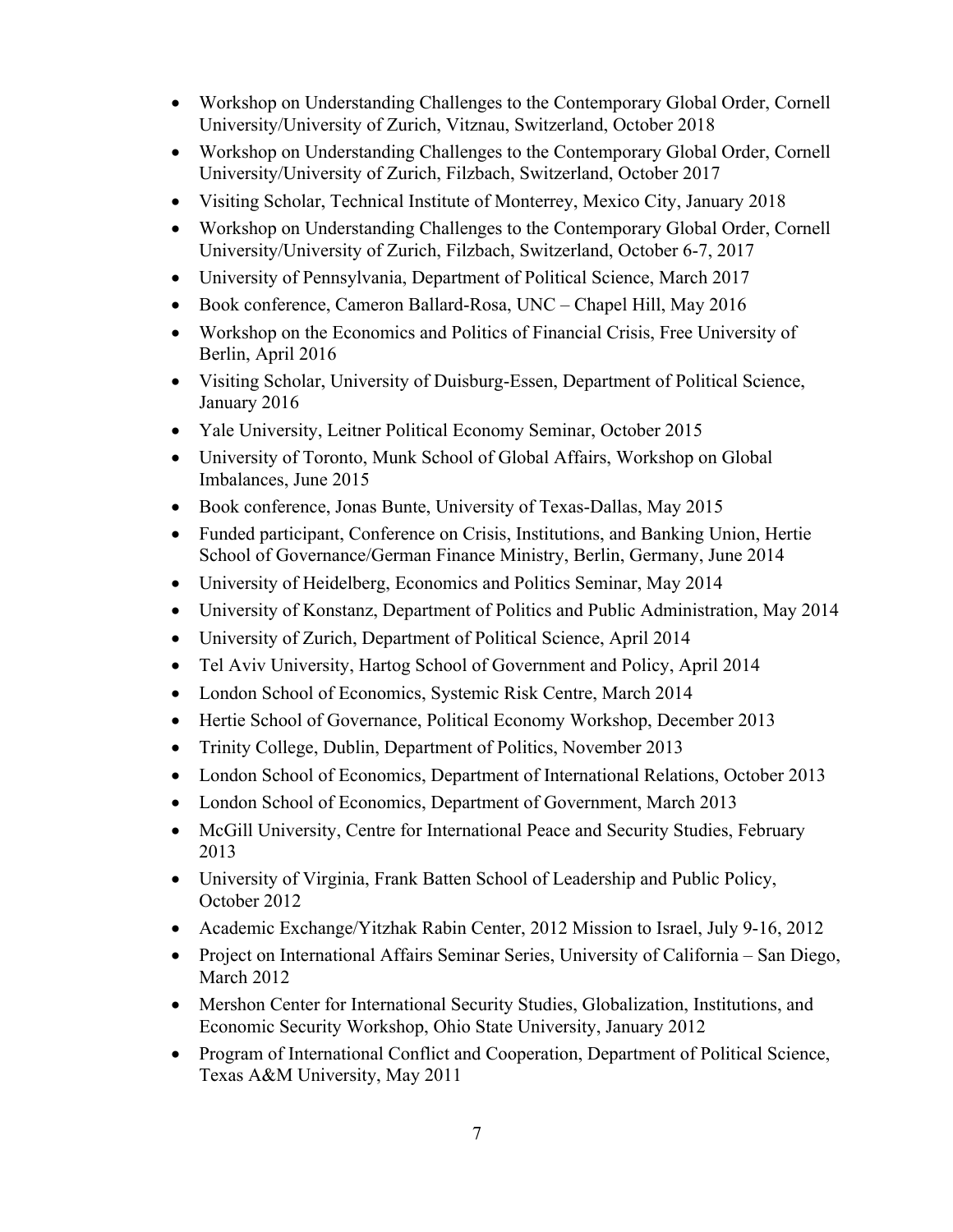- Workshop on Understanding Challenges to the Contemporary Global Order, Cornell University/University of Zurich, Vitznau, Switzerland, October 2018
- Workshop on Understanding Challenges to the Contemporary Global Order, Cornell University/University of Zurich, Filzbach, Switzerland, October 2017
- Visiting Scholar, Technical Institute of Monterrey, Mexico City, January 2018
- Workshop on Understanding Challenges to the Contemporary Global Order, Cornell University/University of Zurich, Filzbach, Switzerland, October 6-7, 2017
- University of Pennsylvania, Department of Political Science, March 2017
- Book conference, Cameron Ballard-Rosa, UNC – Chapel Hill, May 2016
- Workshop on the Economics and Politics of Financial Crisis, Free University of Berlin, April 2016
- Visiting Scholar, University of Duisburg-Essen, Department of Political Science, January 2016
- Yale University, Leitner Political Economy Seminar, October 2015
- University of Toronto, Munk School of Global Affairs, Workshop on Global Imbalances, June 2015
- Book conference, Jonas Bunte, University of Texas-Dallas, May 2015
- Funded participant, Conference on Crisis, Institutions, and Banking Union, Hertie School of Governance/German Finance Ministry, Berlin, Germany, June 2014
- University of Heidelberg, Economics and Politics Seminar, May 2014
- University of Konstanz, Department of Politics and Public Administration, May 2014
- University of Zurich, Department of Political Science, April 2014
- Tel Aviv University, Hartog School of Government and Policy, April 2014
- London School of Economics, Systemic Risk Centre, March 2014
- Hertie School of Governance, Political Economy Workshop, December 2013
- Trinity College, Dublin, Department of Politics, November 2013
- London School of Economics, Department of International Relations, October 2013
- London School of Economics, Department of Government, March 2013
- McGill University, Centre for International Peace and Security Studies, February 2013
- University of Virginia, Frank Batten School of Leadership and Public Policy, October 2012
- Academic Exchange/Yitzhak Rabin Center, 2012 Mission to Israel, July 9-16, 2012
- Project on International Affairs Seminar Series, University of California – San Diego, March 2012
- Mershon Center for International Security Studies, Globalization, Institutions, and Economic Security Workshop, Ohio State University, January 2012
- Program of International Conflict and Cooperation, Department of Political Science, Texas A&M University, May 2011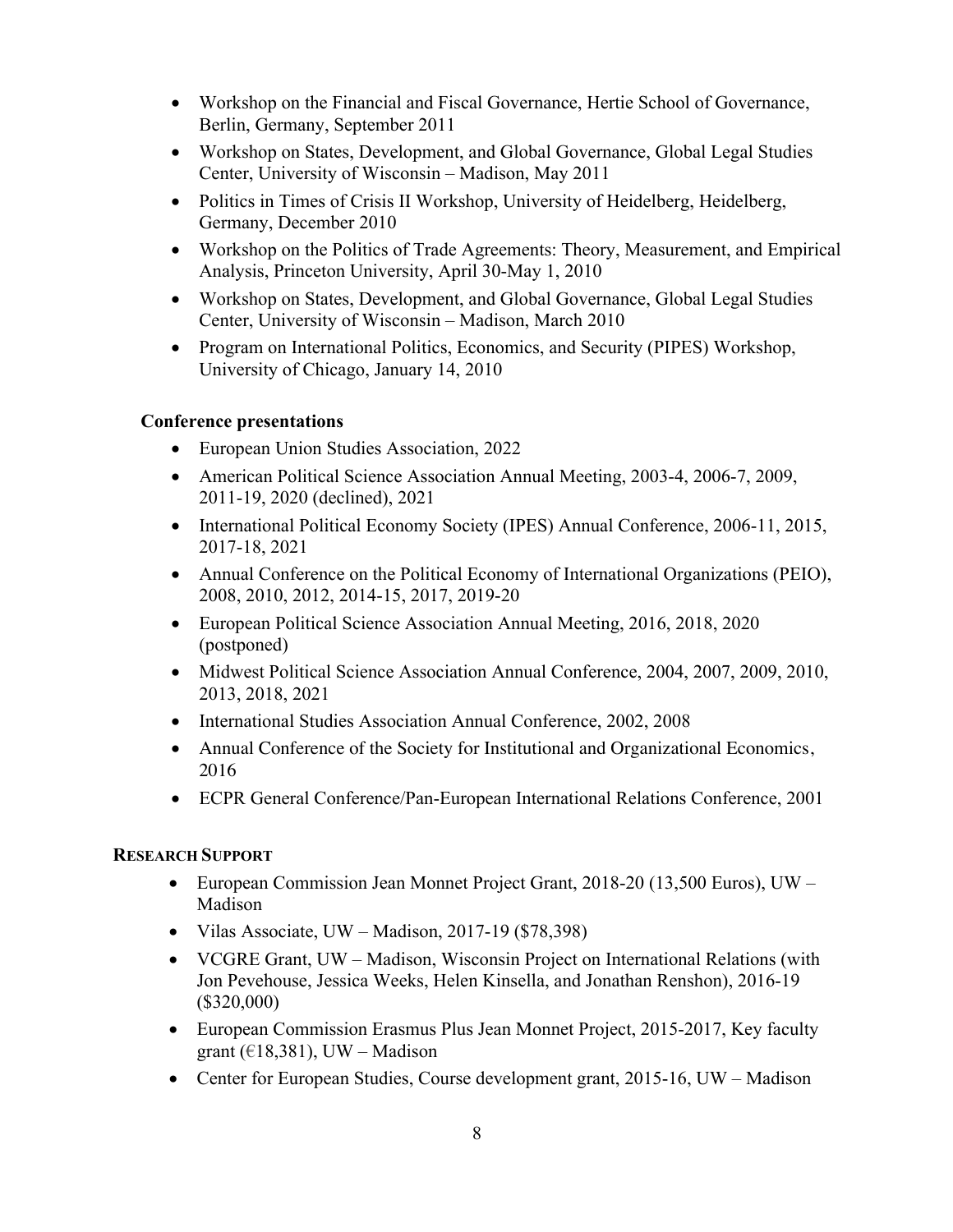- Workshop on the Financial and Fiscal Governance, Hertie School of Governance, Berlin, Germany, September 2011
- Workshop on States, Development, and Global Governance, Global Legal Studies Center, University of Wisconsin – Madison, May 2011
- Politics in Times of Crisis II Workshop, University of Heidelberg, Heidelberg, Germany, December 2010
- Workshop on the Politics of Trade Agreements: Theory, Measurement, and Empirical Analysis, Princeton University, April 30-May 1, 2010
- Workshop on States, Development, and Global Governance, Global Legal Studies Center, University of Wisconsin – Madison, March 2010
- Program on International Politics, Economics, and Security (PIPES) Workshop, University of Chicago, January 14, 2010

**Conference presentations**

- European Union Studies Association, 2022
- American Political Science Association Annual Meeting, 2003-4, 2006-7, 2009, 2011-19, 2020 (declined), 2021
- International Political Economy Society (IPES) Annual Conference, 2006-11, 2015, 2017-18, 2021
- Annual Conference on the Political Economy of International Organizations (PEIO), 2008, 2010, 2012, 2014-15, 2017, 2019-20
- European Political Science Association Annual Meeting, 2016, 2018, 2020 (postponed)
- Midwest Political Science Association Annual Conference, 2004, 2007, 2009, 2010, 2013, 2018, 2021
- International Studies Association Annual Conference, 2002, 2008
- Annual Conference of the Society for Institutional and Organizational Economics, 2016
- ECPR General Conference/Pan-European International Relations Conference, 2001

## RESEARCH SUPPORT

- European Commission Jean Monnet Project Grant, 2018-20 (13,500 Euros), UW – Madison
- Vilas Associate, UW – Madison, 2017-19 ($78,398)
- VCGRE Grant, UW – Madison, Wisconsin Project on International Relations (with Jon Pevehouse, Jessica Weeks, Helen Kinsella, and Jonathan Renshon), 2016-19 ($320,000)
- European Commission Erasmus Plus Jean Monnet Project, 2015-2017, Key faculty grant (€18,381), UW – Madison
- Center for European Studies, Course development grant, 2015-16, UW – Madison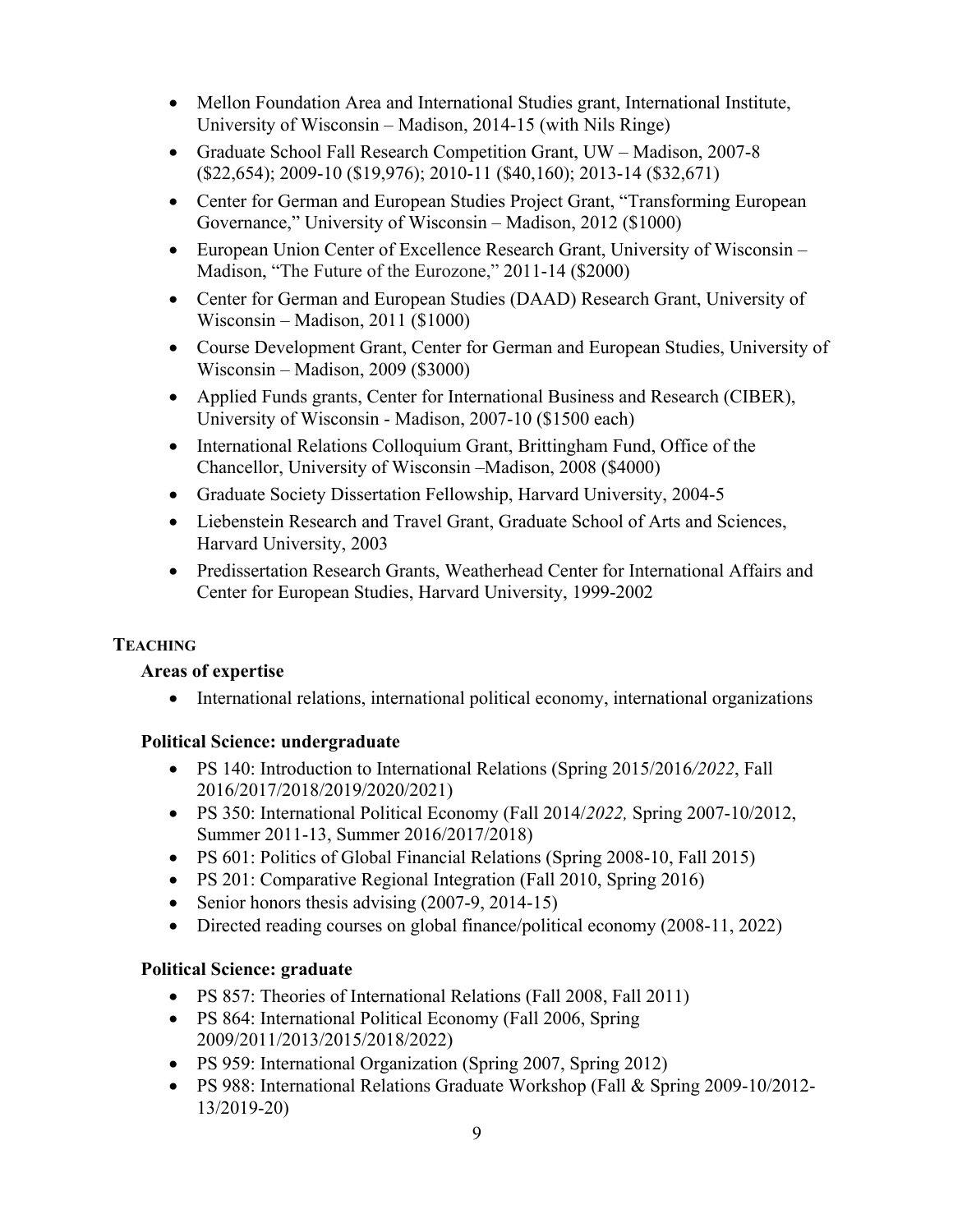- Mellon Foundation Area and International Studies grant, International Institute, University of Wisconsin – Madison, 2014-15 (with Nils Ringe)
- Graduate School Fall Research Competition Grant, UW – Madison, 2007-8 ($22,654); 2009-10 ($19,976); 2010-11 ($40,160); 2013-14 ($32,671)
- Center for German and European Studies Project Grant, "Transforming European Governance," University of Wisconsin – Madison, 2012 ($1000)
- European Union Center of Excellence Research Grant, University of Wisconsin – Madison, "The Future of the Eurozone," 2011-14 ($2000)
- Center for German and European Studies (DAAD) Research Grant, University of Wisconsin – Madison, 2011 ($1000)
- Course Development Grant, Center for German and European Studies, University of Wisconsin – Madison, 2009 ($3000)
- Applied Funds grants, Center for International Business and Research (CIBER), University of Wisconsin - Madison, 2007-10 ($1500 each)
- International Relations Colloquium Grant, Brittingham Fund, Office of the Chancellor, University of Wisconsin –Madison, 2008 ($4000)
- Graduate Society Dissertation Fellowship, Harvard University, 2004-5
- Liebenstein Research and Travel Grant, Graduate School of Arts and Sciences, Harvard University, 2003
- Predissertation Research Grants, Weatherhead Center for International Affairs and Center for European Studies, Harvard University, 1999-2002

## TEACHING

### Areas of expertise

- International relations, international political economy, international organizations

### Political Science: undergraduate

- PS 140: Introduction to International Relations (Spring 2015/2016/*2022*, Fall 2016/2017/2018/2019/2020/2021)
- PS 350: International Political Economy (Fall 2014/*2022,* Spring 2007-10/2012, Summer 2011-13, Summer 2016/2017/2018)
- PS 601: Politics of Global Financial Relations (Spring 2008-10, Fall 2015)
- PS 201: Comparative Regional Integration (Fall 2010, Spring 2016)
- Senior honors thesis advising (2007-9, 2014-15)
- Directed reading courses on global finance/political economy (2008-11, 2022)

### Political Science: graduate

- PS 857: Theories of International Relations (Fall 2008, Fall 2011)
- PS 864: International Political Economy (Fall 2006, Spring 2009/2011/2013/2015/2018/2022)
- PS 959: International Organization (Spring 2007, Spring 2012)
- PS 988: International Relations Graduate Workshop (Fall & Spring 2009-10/2012-13/2019-20)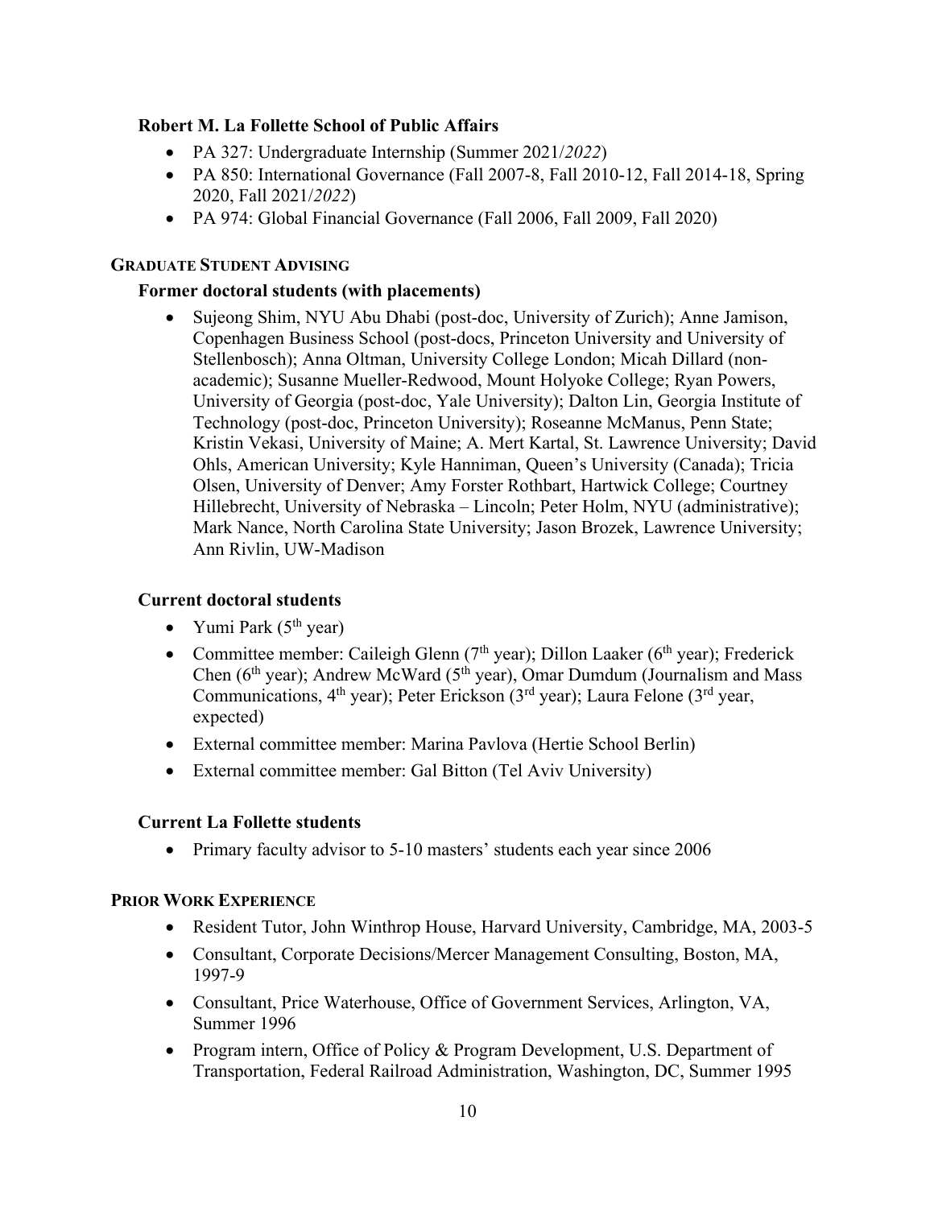### Robert M. La Follette School of Public Affairs

- PA 327: Undergraduate Internship (Summer 2021/*2022*)
- PA 850: International Governance (Fall 2007-8, Fall 2010-12, Fall 2014-18, Spring 2020, Fall 2021/*2022*)
- PA 974: Global Financial Governance (Fall 2006, Fall 2009, Fall 2020)

## GRADUATE STUDENT ADVISING

### Former doctoral students (with placements)

- Sujeong Shim, NYU Abu Dhabi (post-doc, University of Zurich); Anne Jamison, Copenhagen Business School (post-docs, Princeton University and University of Stellenbosch); Anna Oltman, University College London; Micah Dillard (non-academic); Susanne Mueller-Redwood, Mount Holyoke College; Ryan Powers, University of Georgia (post-doc, Yale University); Dalton Lin, Georgia Institute of Technology (post-doc, Princeton University); Roseanne McManus, Penn State; Kristin Vekasi, University of Maine; A. Mert Kartal, St. Lawrence University; David Ohls, American University; Kyle Hanniman, Queen's University (Canada); Tricia Olsen, University of Denver; Amy Forster Rothbart, Hartwick College; Courtney Hillebrecht, University of Nebraska – Lincoln; Peter Holm, NYU (administrative); Mark Nance, North Carolina State University; Jason Brozek, Lawrence University; Ann Rivlin, UW-Madison

### Current doctoral students

- Yumi Park (5th year)
- Committee member: Caileigh Glenn (7th year); Dillon Laaker (6th year); Frederick Chen (6th year); Andrew McWard (5th year), Omar Dumdum (Journalism and Mass Communications, 4th year); Peter Erickson (3rd year); Laura Felone (3rd year, expected)
- External committee member: Marina Pavlova (Hertie School Berlin)
- External committee member: Gal Bitton (Tel Aviv University)

### Current La Follette students

- Primary faculty advisor to 5-10 masters' students each year since 2006

## PRIOR WORK EXPERIENCE

- Resident Tutor, John Winthrop House, Harvard University, Cambridge, MA, 2003-5
- Consultant, Corporate Decisions/Mercer Management Consulting, Boston, MA, 1997-9
- Consultant, Price Waterhouse, Office of Government Services, Arlington, VA, Summer 1996
- Program intern, Office of Policy & Program Development, U.S. Department of Transportation, Federal Railroad Administration, Washington, DC, Summer 1995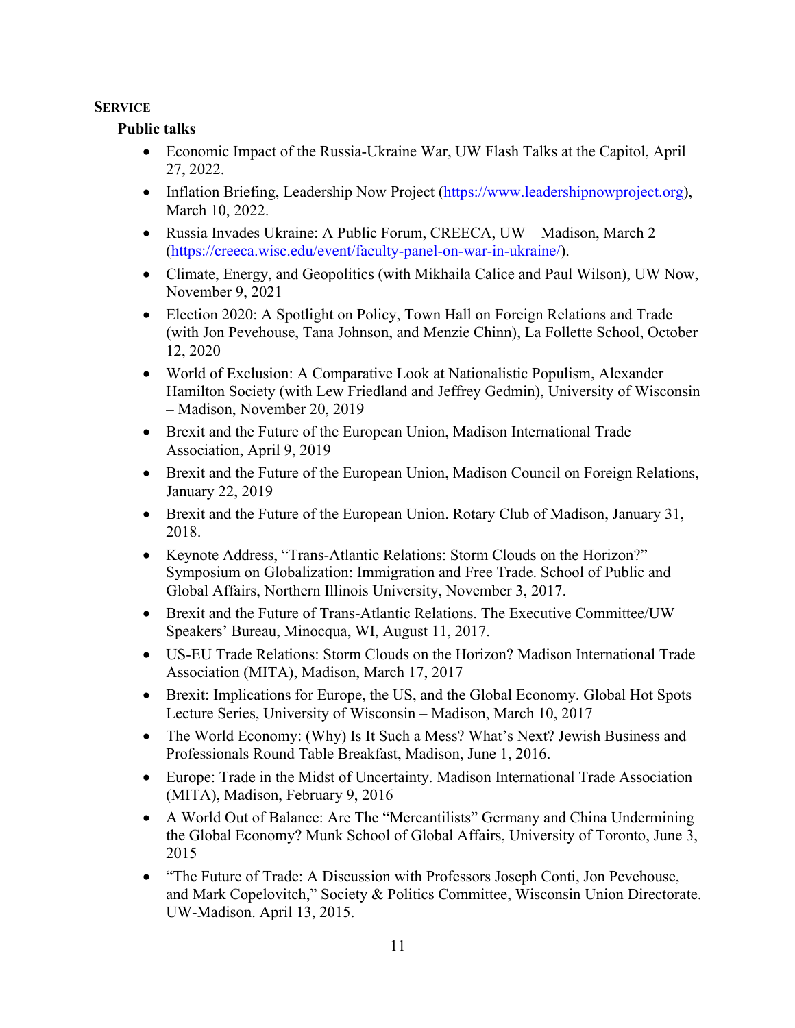## SERVICE

### Public talks

- Economic Impact of the Russia-Ukraine War, UW Flash Talks at the Capitol, April 27, 2022.
- Inflation Briefing, Leadership Now Project (https://www.leadershipnowproject.org), March 10, 2022.
- Russia Invades Ukraine: A Public Forum, CREECA, UW – Madison, March 2 (https://creeca.wisc.edu/event/faculty-panel-on-war-in-ukraine/).
- Climate, Energy, and Geopolitics (with Mikhaila Calice and Paul Wilson), UW Now, November 9, 2021
- Election 2020: A Spotlight on Policy, Town Hall on Foreign Relations and Trade (with Jon Pevehouse, Tana Johnson, and Menzie Chinn), La Follette School, October 12, 2020
- World of Exclusion: A Comparative Look at Nationalistic Populism, Alexander Hamilton Society (with Lew Friedland and Jeffrey Gedmin), University of Wisconsin – Madison, November 20, 2019
- Brexit and the Future of the European Union, Madison International Trade Association, April 9, 2019
- Brexit and the Future of the European Union, Madison Council on Foreign Relations, January 22, 2019
- Brexit and the Future of the European Union. Rotary Club of Madison, January 31, 2018.
- Keynote Address, "Trans-Atlantic Relations: Storm Clouds on the Horizon?" Symposium on Globalization: Immigration and Free Trade. School of Public and Global Affairs, Northern Illinois University, November 3, 2017.
- Brexit and the Future of Trans-Atlantic Relations. The Executive Committee/UW Speakers' Bureau, Minocqua, WI, August 11, 2017.
- US-EU Trade Relations: Storm Clouds on the Horizon? Madison International Trade Association (MITA), Madison, March 17, 2017
- Brexit: Implications for Europe, the US, and the Global Economy. Global Hot Spots Lecture Series, University of Wisconsin – Madison, March 10, 2017
- The World Economy: (Why) Is It Such a Mess? What's Next? Jewish Business and Professionals Round Table Breakfast, Madison, June 1, 2016.
- Europe: Trade in the Midst of Uncertainty. Madison International Trade Association (MITA), Madison, February 9, 2016
- A World Out of Balance: Are The "Mercantilists" Germany and China Undermining the Global Economy? Munk School of Global Affairs, University of Toronto, June 3, 2015
- "The Future of Trade: A Discussion with Professors Joseph Conti, Jon Pevehouse, and Mark Copelovitch," Society & Politics Committee, Wisconsin Union Directorate. UW-Madison. April 13, 2015.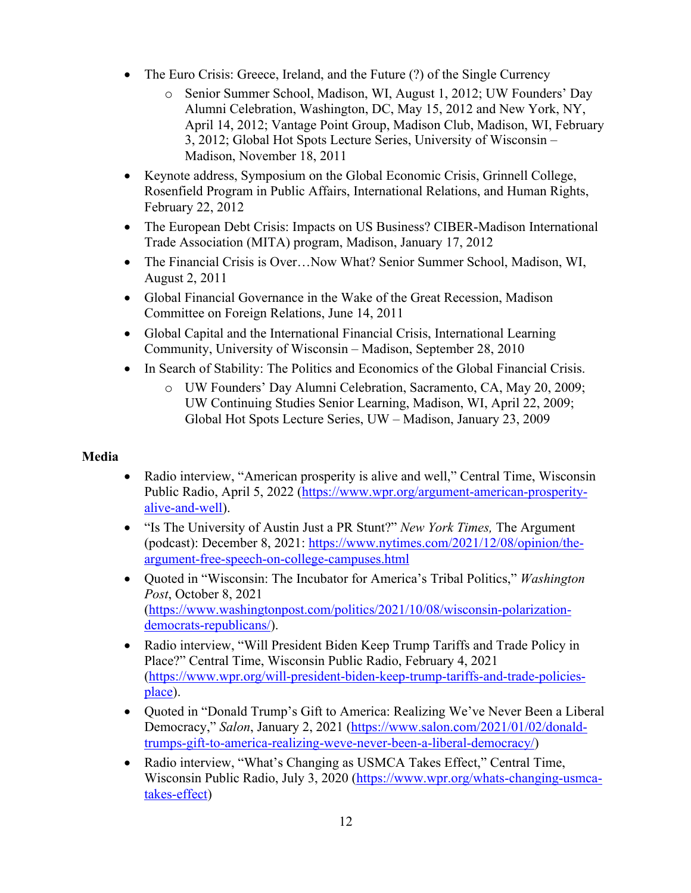- The Euro Crisis: Greece, Ireland, and the Future (?) of the Single Currency
  - Senior Summer School, Madison, WI, August 1, 2012; UW Founders' Day Alumni Celebration, Washington, DC, May 15, 2012 and New York, NY, April 14, 2012; Vantage Point Group, Madison Club, Madison, WI, February 3, 2012; Global Hot Spots Lecture Series, University of Wisconsin – Madison, November 18, 2011
- Keynote address, Symposium on the Global Economic Crisis, Grinnell College, Rosenfield Program in Public Affairs, International Relations, and Human Rights, February 22, 2012
- The European Debt Crisis: Impacts on US Business? CIBER-Madison International Trade Association (MITA) program, Madison, January 17, 2012
- The Financial Crisis is Over…Now What? Senior Summer School, Madison, WI, August 2, 2011
- Global Financial Governance in the Wake of the Great Recession, Madison Committee on Foreign Relations, June 14, 2011
- Global Capital and the International Financial Crisis, International Learning Community, University of Wisconsin – Madison, September 28, 2010
- In Search of Stability: The Politics and Economics of the Global Financial Crisis.
  - UW Founders' Day Alumni Celebration, Sacramento, CA, May 20, 2009; UW Continuing Studies Senior Learning, Madison, WI, April 22, 2009; Global Hot Spots Lecture Series, UW – Madison, January 23, 2009

**Media**

- Radio interview, "American prosperity is alive and well," Central Time, Wisconsin Public Radio, April 5, 2022 (https://www.wpr.org/argument-american-prosperity-alive-and-well).
- "Is The University of Austin Just a PR Stunt?" *New York Times,* The Argument (podcast): December 8, 2021: https://www.nytimes.com/2021/12/08/opinion/the-argument-free-speech-on-college-campuses.html
- Quoted in "Wisconsin: The Incubator for America's Tribal Politics," *Washington Post*, October 8, 2021 (https://www.washingtonpost.com/politics/2021/10/08/wisconsin-polarization-democrats-republicans/).
- Radio interview, "Will President Biden Keep Trump Tariffs and Trade Policy in Place?" Central Time, Wisconsin Public Radio, February 4, 2021 (https://www.wpr.org/will-president-biden-keep-trump-tariffs-and-trade-policies-place).
- Quoted in "Donald Trump's Gift to America: Realizing We've Never Been a Liberal Democracy," *Salon*, January 2, 2021 (https://www.salon.com/2021/01/02/donald-trumps-gift-to-america-realizing-weve-never-been-a-liberal-democracy/)
- Radio interview, "What's Changing as USMCA Takes Effect," Central Time, Wisconsin Public Radio, July 3, 2020 (https://www.wpr.org/whats-changing-usmca-takes-effect)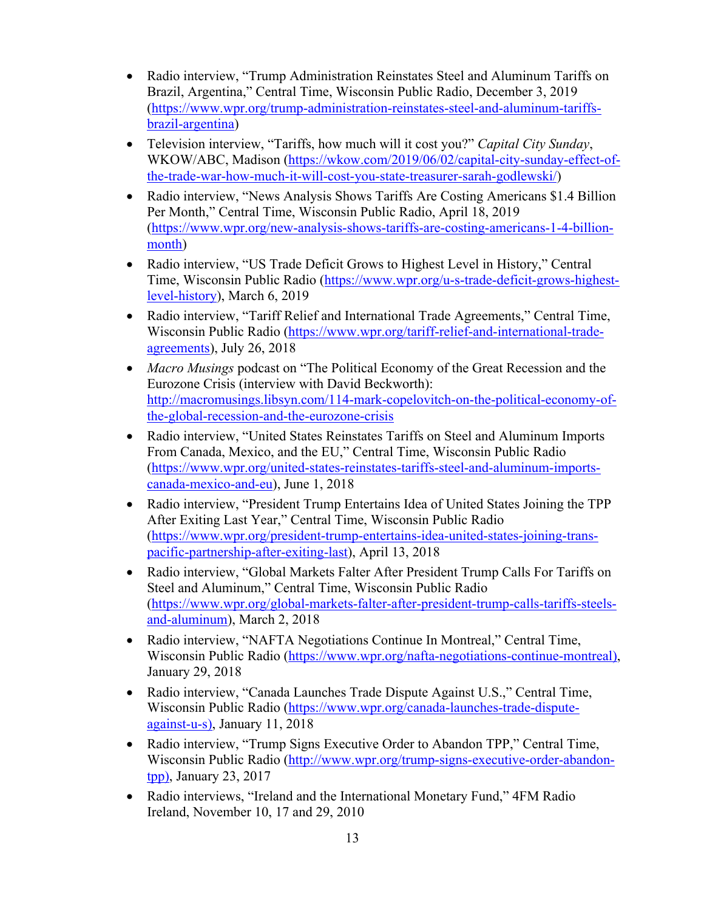- Radio interview, "Trump Administration Reinstates Steel and Aluminum Tariffs on Brazil, Argentina," Central Time, Wisconsin Public Radio, December 3, 2019 (https://www.wpr.org/trump-administration-reinstates-steel-and-aluminum-tariffs-brazil-argentina)
- Television interview, "Tariffs, how much will it cost you?" *Capital City Sunday*, WKOW/ABC, Madison (https://wkow.com/2019/06/02/capital-city-sunday-effect-of-the-trade-war-how-much-it-will-cost-you-state-treasurer-sarah-godlewski/)
- Radio interview, "News Analysis Shows Tariffs Are Costing Americans $1.4 Billion Per Month," Central Time, Wisconsin Public Radio, April 18, 2019 (https://www.wpr.org/new-analysis-shows-tariffs-are-costing-americans-1-4-billion-month)
- Radio interview, "US Trade Deficit Grows to Highest Level in History," Central Time, Wisconsin Public Radio (https://www.wpr.org/u-s-trade-deficit-grows-highest-level-history), March 6, 2019
- Radio interview, "Tariff Relief and International Trade Agreements," Central Time, Wisconsin Public Radio (https://www.wpr.org/tariff-relief-and-international-trade-agreements), July 26, 2018
- *Macro Musings* podcast on "The Political Economy of the Great Recession and the Eurozone Crisis (interview with David Beckworth): http://macromusings.libsyn.com/114-mark-copelovitch-on-the-political-economy-of-the-global-recession-and-the-eurozone-crisis
- Radio interview, "United States Reinstates Tariffs on Steel and Aluminum Imports From Canada, Mexico, and the EU," Central Time, Wisconsin Public Radio (https://www.wpr.org/united-states-reinstates-tariffs-steel-and-aluminum-imports-canada-mexico-and-eu), June 1, 2018
- Radio interview, "President Trump Entertains Idea of United States Joining the TPP After Exiting Last Year," Central Time, Wisconsin Public Radio (https://www.wpr.org/president-trump-entertains-idea-united-states-joining-trans-pacific-partnership-after-exiting-last), April 13, 2018
- Radio interview, "Global Markets Falter After President Trump Calls For Tariffs on Steel and Aluminum," Central Time, Wisconsin Public Radio (https://www.wpr.org/global-markets-falter-after-president-trump-calls-tariffs-steels-and-aluminum), March 2, 2018
- Radio interview, "NAFTA Negotiations Continue In Montreal," Central Time, Wisconsin Public Radio (https://www.wpr.org/nafta-negotiations-continue-montreal), January 29, 2018
- Radio interview, "Canada Launches Trade Dispute Against U.S.," Central Time, Wisconsin Public Radio (https://www.wpr.org/canada-launches-trade-dispute-against-u-s), January 11, 2018
- Radio interview, "Trump Signs Executive Order to Abandon TPP," Central Time, Wisconsin Public Radio (http://www.wpr.org/trump-signs-executive-order-abandon-tpp), January 23, 2017
- Radio interviews, "Ireland and the International Monetary Fund," 4FM Radio Ireland, November 10, 17 and 29, 2010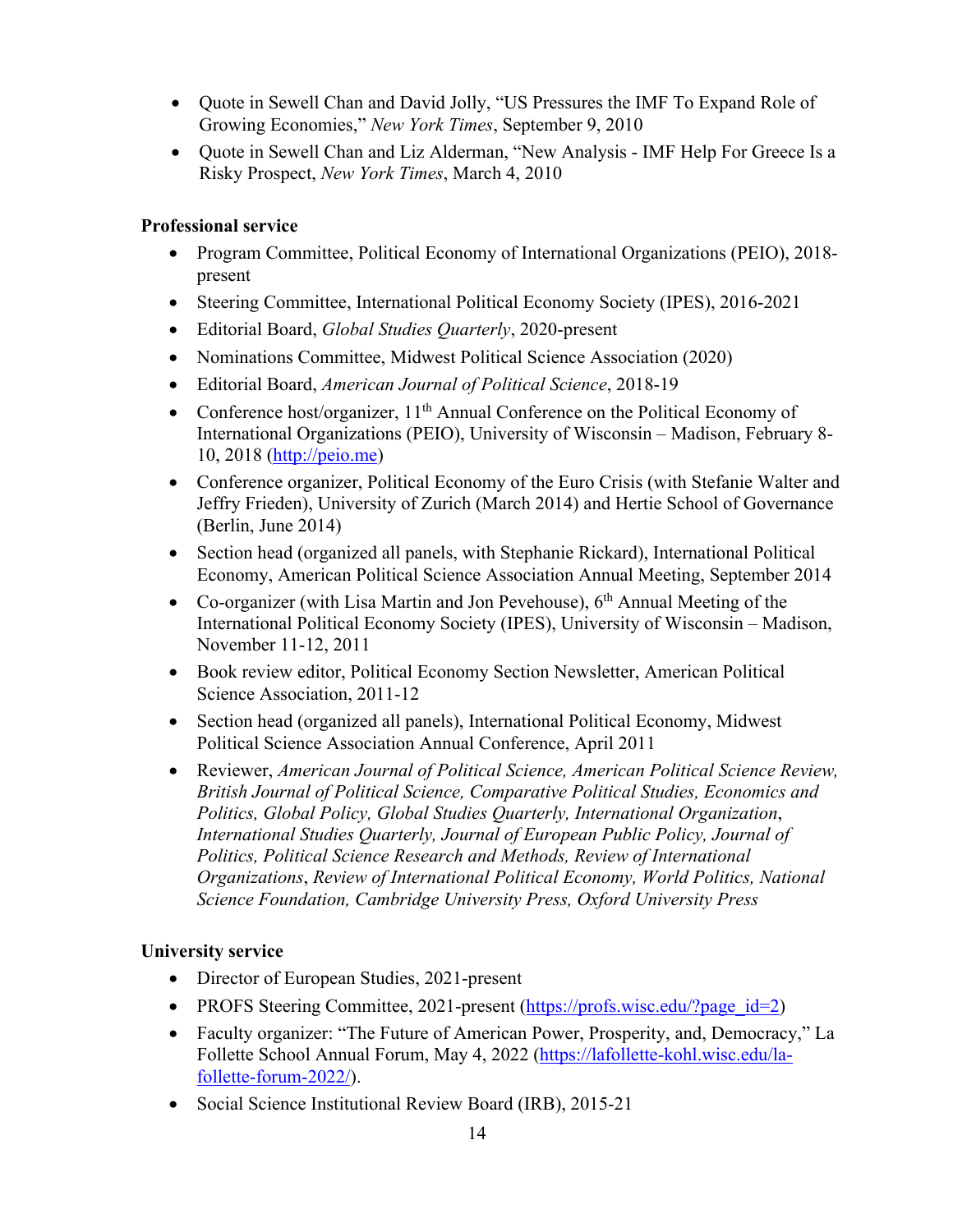- Quote in Sewell Chan and David Jolly, "US Pressures the IMF To Expand Role of Growing Economies," *New York Times*, September 9, 2010
- Quote in Sewell Chan and Liz Alderman, "New Analysis - IMF Help For Greece Is a Risky Prospect, *New York Times*, March 4, 2010

**Professional service**

- Program Committee, Political Economy of International Organizations (PEIO), 2018-present
- Steering Committee, International Political Economy Society (IPES), 2016-2021
- Editorial Board, *Global Studies Quarterly*, 2020-present
- Nominations Committee, Midwest Political Science Association (2020)
- Editorial Board, *American Journal of Political Science*, 2018-19
- Conference host/organizer, 11th Annual Conference on the Political Economy of International Organizations (PEIO), University of Wisconsin – Madison, February 8-10, 2018 (http://peio.me)
- Conference organizer, Political Economy of the Euro Crisis (with Stefanie Walter and Jeffry Frieden), University of Zurich (March 2014) and Hertie School of Governance (Berlin, June 2014)
- Section head (organized all panels, with Stephanie Rickard), International Political Economy, American Political Science Association Annual Meeting, September 2014
- Co-organizer (with Lisa Martin and Jon Pevehouse), 6th Annual Meeting of the International Political Economy Society (IPES), University of Wisconsin – Madison, November 11-12, 2011
- Book review editor, Political Economy Section Newsletter, American Political Science Association, 2011-12
- Section head (organized all panels), International Political Economy, Midwest Political Science Association Annual Conference, April 2011
- Reviewer, *American Journal of Political Science, American Political Science Review, British Journal of Political Science, Comparative Political Studies, Economics and Politics, Global Policy, Global Studies Quarterly, International Organization*, *International Studies Quarterly, Journal of European Public Policy, Journal of Politics, Political Science Research and Methods, Review of International Organizations*, *Review of International Political Economy, World Politics, National Science Foundation, Cambridge University Press, Oxford University Press*

**University service**

- Director of European Studies, 2021-present
- PROFS Steering Committee, 2021-present (https://profs.wisc.edu/?page_id=2)
- Faculty organizer: "The Future of American Power, Prosperity, and, Democracy," La Follette School Annual Forum, May 4, 2022 (https://lafollette-kohl.wisc.edu/la-follette-forum-2022/).
- Social Science Institutional Review Board (IRB), 2015-21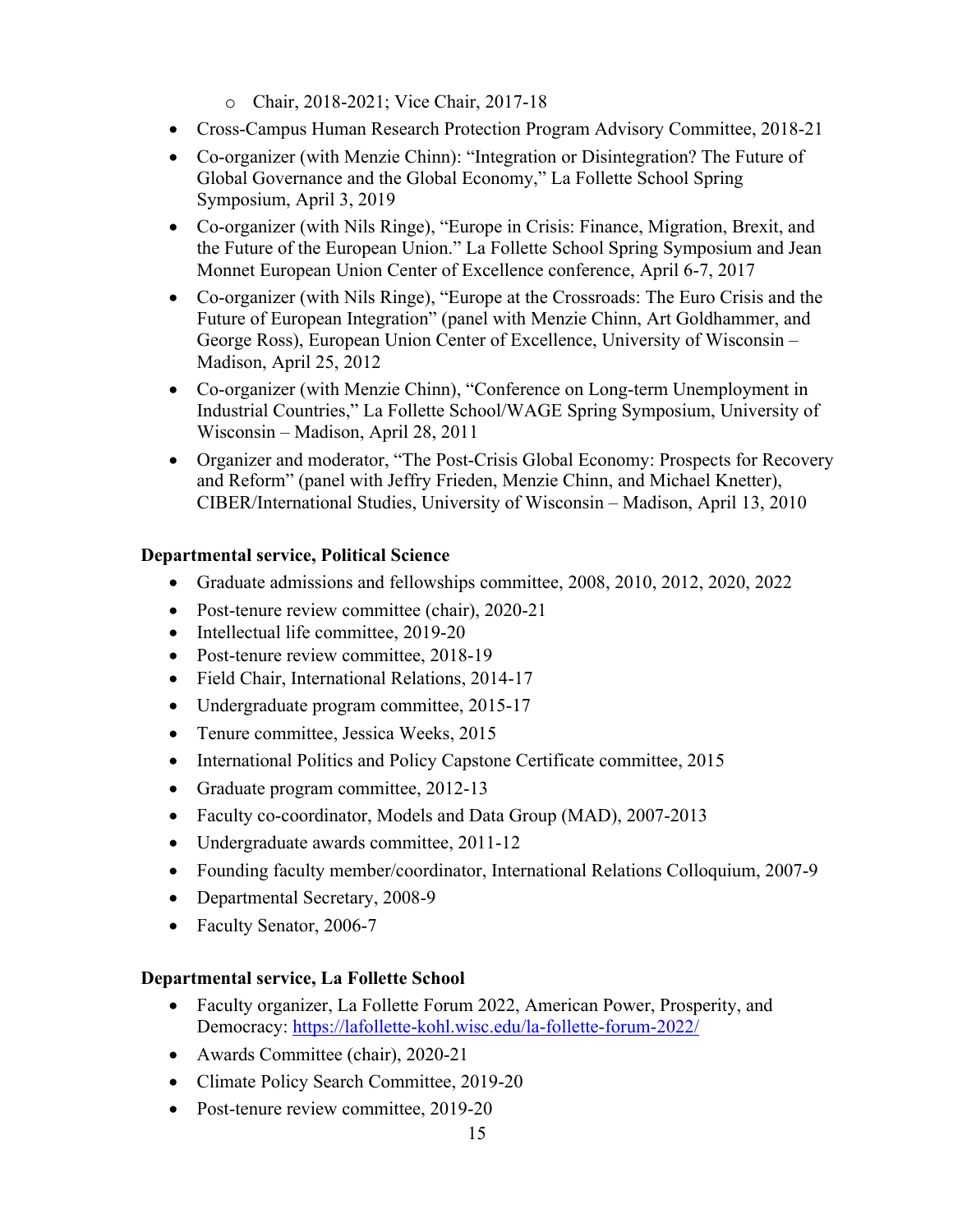- Chair, 2018-2021; Vice Chair, 2017-18
- Cross-Campus Human Research Protection Program Advisory Committee, 2018-21
- Co-organizer (with Menzie Chinn): "Integration or Disintegration? The Future of Global Governance and the Global Economy," La Follette School Spring Symposium, April 3, 2019
- Co-organizer (with Nils Ringe), "Europe in Crisis: Finance, Migration, Brexit, and the Future of the European Union." La Follette School Spring Symposium and Jean Monnet European Union Center of Excellence conference, April 6-7, 2017
- Co-organizer (with Nils Ringe), "Europe at the Crossroads: The Euro Crisis and the Future of European Integration" (panel with Menzie Chinn, Art Goldhammer, and George Ross), European Union Center of Excellence, University of Wisconsin – Madison, April 25, 2012
- Co-organizer (with Menzie Chinn), "Conference on Long-term Unemployment in Industrial Countries," La Follette School/WAGE Spring Symposium, University of Wisconsin – Madison, April 28, 2011
- Organizer and moderator, "The Post-Crisis Global Economy: Prospects for Recovery and Reform" (panel with Jeffry Frieden, Menzie Chinn, and Michael Knetter), CIBER/International Studies, University of Wisconsin – Madison, April 13, 2010

**Departmental service, Political Science**

- Graduate admissions and fellowships committee, 2008, 2010, 2012, 2020, 2022
- Post-tenure review committee (chair), 2020-21
- Intellectual life committee, 2019-20
- Post-tenure review committee, 2018-19
- Field Chair, International Relations, 2014-17
- Undergraduate program committee, 2015-17
- Tenure committee, Jessica Weeks, 2015
- International Politics and Policy Capstone Certificate committee, 2015
- Graduate program committee, 2012-13
- Faculty co-coordinator, Models and Data Group (MAD), 2007-2013
- Undergraduate awards committee, 2011-12
- Founding faculty member/coordinator, International Relations Colloquium, 2007-9
- Departmental Secretary, 2008-9
- Faculty Senator, 2006-7

**Departmental service, La Follette School**

- Faculty organizer, La Follette Forum 2022, American Power, Prosperity, and Democracy: https://lafollette-kohl.wisc.edu/la-follette-forum-2022/
- Awards Committee (chair), 2020-21
- Climate Policy Search Committee, 2019-20
- Post-tenure review committee, 2019-20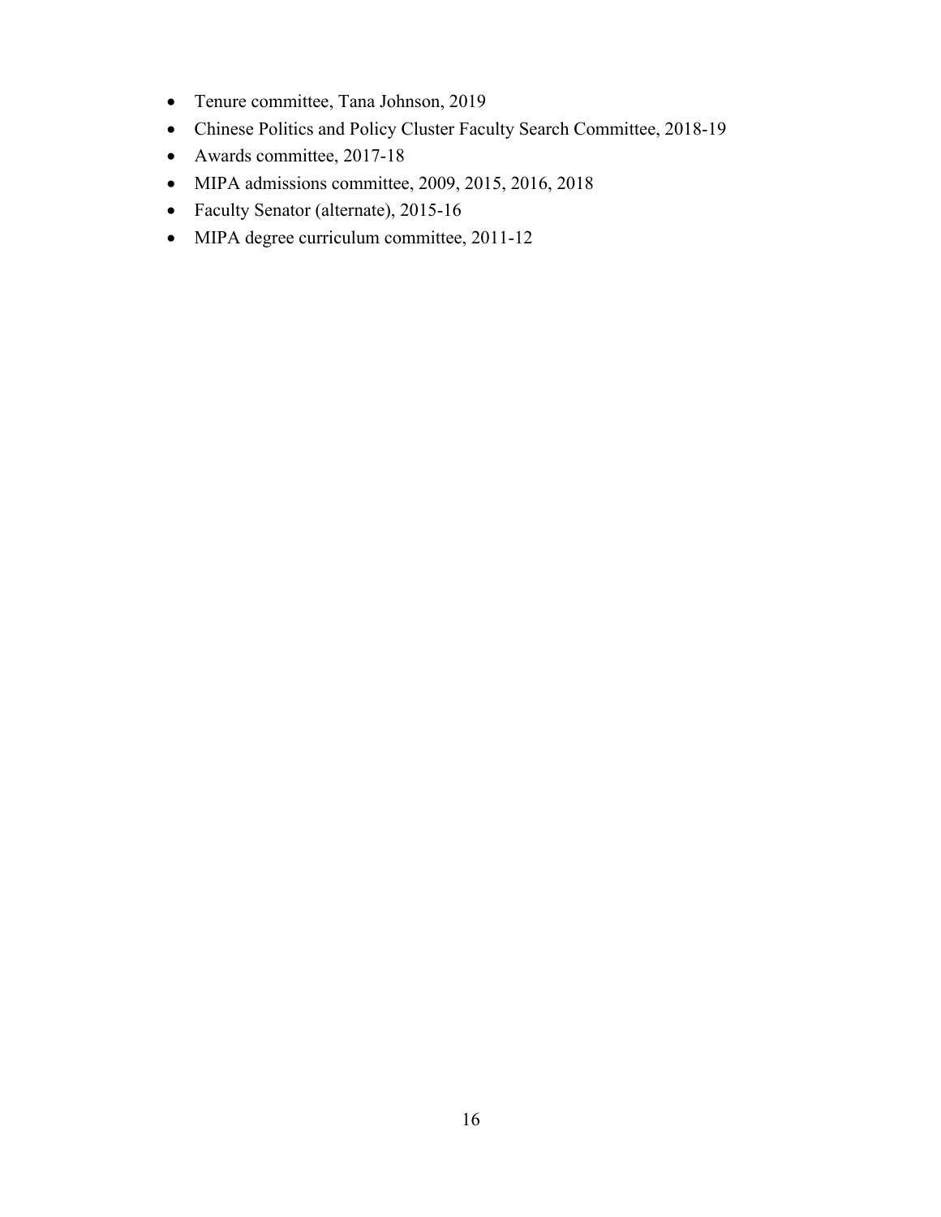- Tenure committee, Tana Johnson, 2019
- Chinese Politics and Policy Cluster Faculty Search Committee, 2018-19
- Awards committee, 2017-18
- MIPA admissions committee, 2009, 2015, 2016, 2018
- Faculty Senator (alternate), 2015-16
- MIPA degree curriculum committee, 2011-12